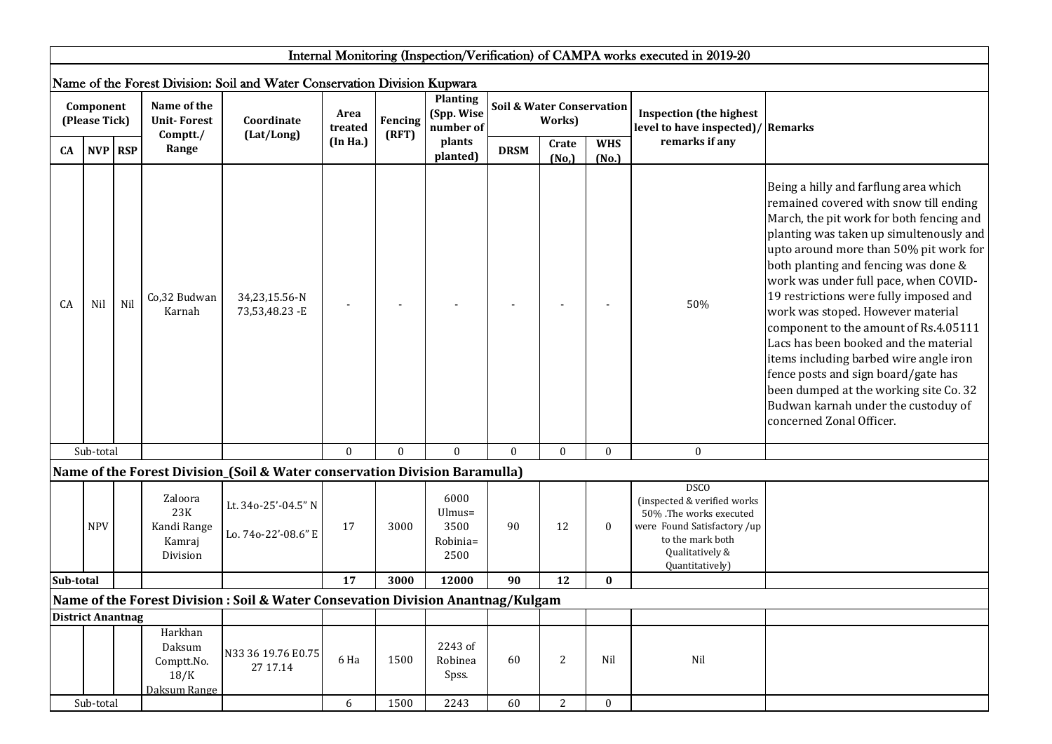# Internal Monitoring (Inspection/Verification) of CAMPA works executed in 2019-20

## Name of the Forest Division: Soil and Water Conservation Division Kupwara

| Component (Please Tick) | | | Name of the Unit- Forest Comptt./ Range | Coordinate (Lat/Long) | Area treated (In Ha.) | Fencing (RFT) | Planting (Spp. Wise number of plants planted) | Soil & Water Conservation Works) | | | Inspection (the highest level to have inspected)/ remarks if any | Remarks |
|---|---|---|---|---|---|---|---|---|---|---|---|---|
| CA | NVP | RSP | | | | | | DRSM | Crate (No,) | WHS (No.) | | |
| CA | Nil | Nil | Co,32 Budwan Karnah | 34,23,15.56-N 73,53,48.23 -E | - | - | - | - | - | - | 50% | Being a hilly and farflung area which remained covered with snow till ending March, the pit work for both fencing and planting was taken up simultenously and upto around more than 50% pit work for both planting and fencing was done & work was under full pace, when COVID-19 restrictions were fully imposed and work was stoped. However material component to the amount of Rs.4.05111 Lacs has been booked and the material items including barbed wire angle iron fence posts and sign board/gate has been dumped at the working site Co. 32 Budwan karnah under the custoduy of concerned Zonal Officer. |
| Sub-total | | | | | 0 | 0 | 0 | 0 | 0 | 0 | 0 | |

## Name of the Forest Division_(Soil & Water conservation Division Baramulla)

| CA | NVP | RSP | Name of the Unit- Forest Comptt./ Range | Coordinate (Lat/Long) | Area treated (In Ha.) | Fencing (RFT) | Planting (Spp. Wise number of plants planted) | DRSM | Crate (No,) | WHS (No.) | Inspection (the highest level to have inspected)/ remarks if any | Remarks |
|---|---|---|---|---|---|---|---|---|---|---|---|---|
| | NPV | | Zaloora 23K Kandi Range Kamraj Division | Lt. 34o-25'-04.5" N Lo. 74o-22'-08.6" E | 17 | 3000 | 6000 Ulmus= 3500 Robinia= 2500 | 90 | 12 | 0 | DSCO (inspected & verified works 50% .The works executed were Found Satisfactory /up to the mark both Qualitatively & Quantitatively) | |
| **Sub-total** | | | | | **17** | **3000** | **12000** | **90** | **12** | **0** | | |

## Name of the Forest Division : Soil & Water Consevation Division Anantnag/Kulgam

| CA | NVP | RSP | Name of the Unit- Forest Comptt./ Range | Coordinate (Lat/Long) | Area treated (In Ha.) | Fencing (RFT) | Planting (Spp. Wise number of plants planted) | DRSM | Crate (No,) | WHS (No.) | Inspection (the highest level to have inspected)/ remarks if any | Remarks |
|---|---|---|---|---|---|---|---|---|---|---|---|---|
| **District Anantnag** | | | | | | | | | | | | |
| | | | Harkhan Daksum Comptt.No. 18/K Daksum Range | N33 36 19.76 E0.75 27 17.14 | 6 Ha | 1500 | 2243 of Robinea Spss. | 60 | 2 | Nil | Nil | |
| Sub-total | | | | | 6 | 1500 | 2243 | 60 | 2 | 0 | | |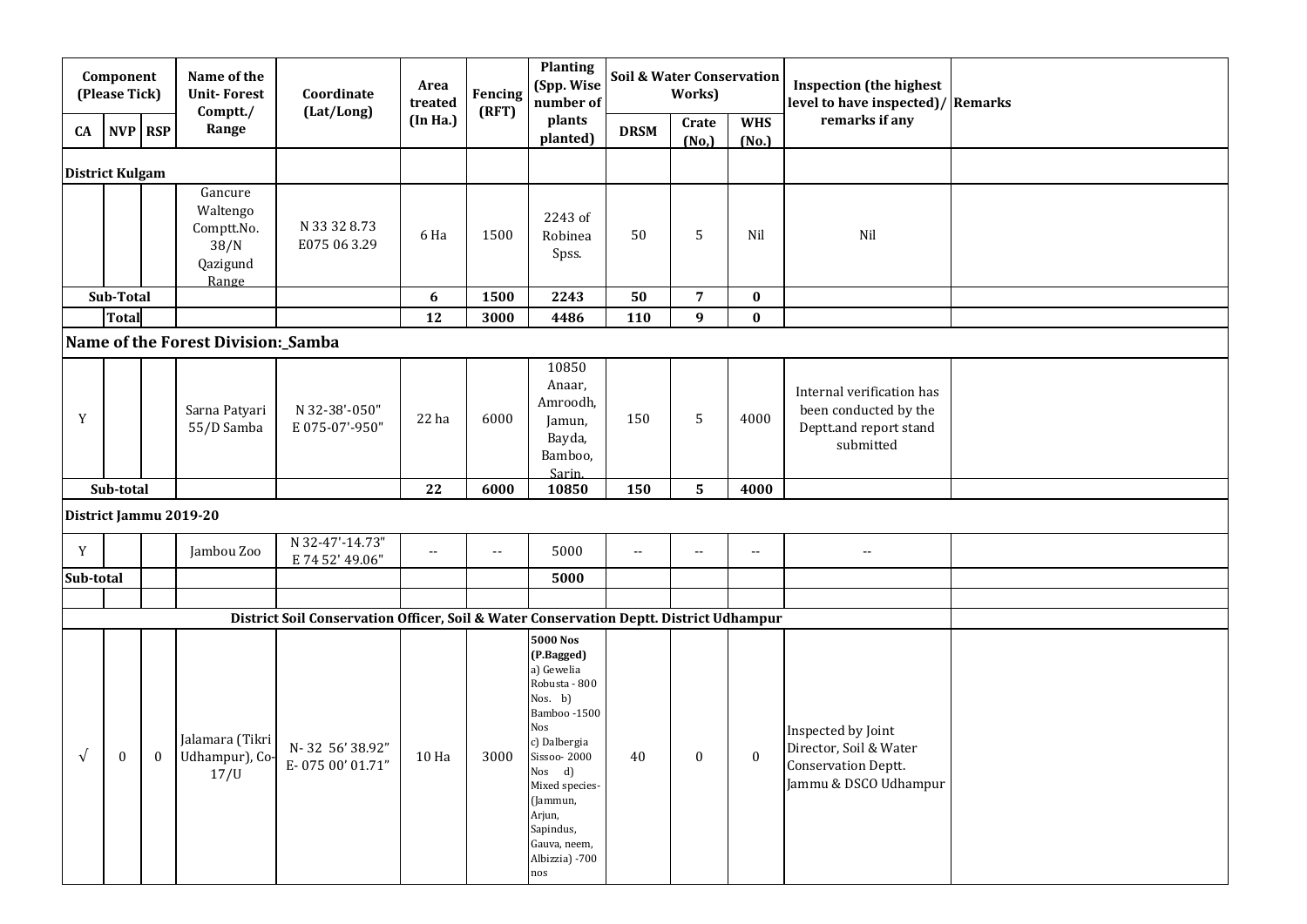| Component (Please Tick) | | | Name of the Unit- Forest Comptt./ Range | Coordinate (Lat/Long) | Area treated (In Ha.) | Fencing (RFT) | Planting (Spp. Wise number of plants planted) | Soil & Water Conservation Works) | | | Inspection (the highest level to have inspected)/ remarks if any | Remarks |
|---|---|---|---|---|---|---|---|---|---|---|---|---|
| CA | NVP | RSP | | | | | | DRSM | Crate (No,) | WHS (No.) | | |
| **District Kulgam** | | | | | | | | | | | | |
| | | | Gancure Waltengo Comptt.No. 38/N Qazigund Range | N 33 32 8.73 E075 06 3.29 | 6 Ha | 1500 | 2243 of Robinea Spss. | 50 | 5 | Nil | Nil | |
| **Sub-Total** | | | | | **6** | **1500** | **2243** | **50** | **7** | **0** | | |
| | **Total** | | | | **12** | **3000** | **4486** | **110** | **9** | **0** | | |
| **Name of the Forest Division:_Samba** | | | | | | | | | | | | |
| Y | | | Sarna Patyari 55/D Samba | N 32-38'-050" E 075-07'-950" | 22 ha | 6000 | 10850 Anaar, Amroodh, Jamun, Bayda, Bamboo, Sarin. | 150 | 5 | 4000 | Internal verification has been conducted by the Deptt.and report stand submitted | |
| **Sub-total** | | | | | **22** | **6000** | **10850** | **150** | **5** | **4000** | | |
| **District Jammu 2019-20** | | | | | | | | | | | | |
| Y | | | Jambou Zoo | N 32-47'-14.73" E 74 52' 49.06" | -- | -- | 5000 | -- | -- | -- | -- | |
| **Sub-total** | | | | | | | **5000** | | | | | |
| | | | | | | | | | | | | |
| **District Soil Conservation Officer, Soil & Water Conservation Deptt. District Udhampur** | | | | | | | | | | | | |
| √ | 0 | 0 | Jalamara (Tikri Udhampur), Co-17/U | N- 32 56' 38.92" E- 075 00' 01.71" | 10 Ha | 3000 | **5000 Nos (P.Bagged)** a) Gewelia Robusta - 800 Nos. b) Bamboo -1500 Nos c) Dalbergia Sissoo- 2000 Nos d) Mixed species- (Jammun, Arjun, Sapindus, Gauva, neem, Albizzia) -700 nos | 40 | 0 | 0 | Inspected by Joint Director, Soil & Water Conservation Deptt. Jammu & DSCO Udhampur | |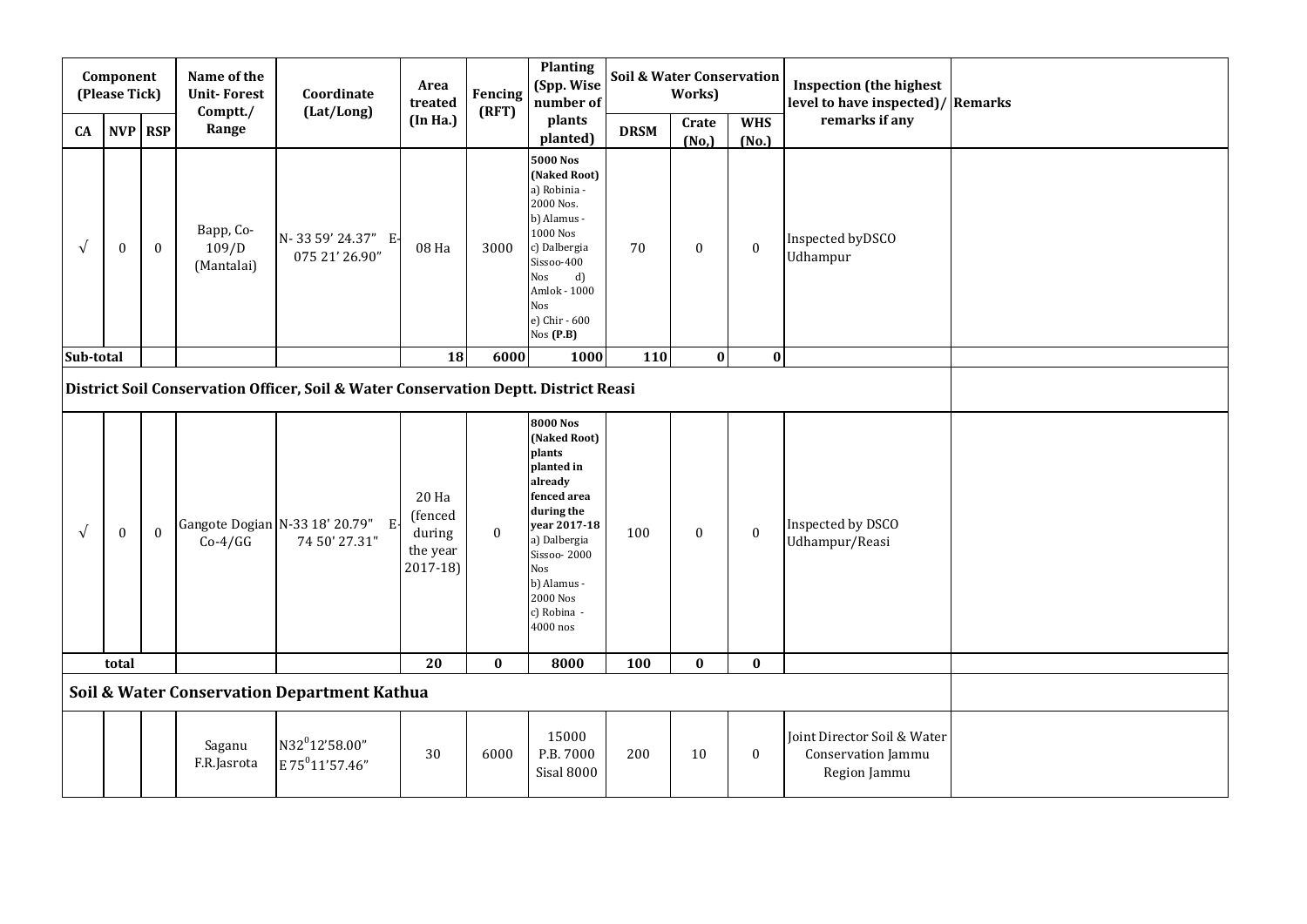| Component (Please Tick) | | | Name of the Unit- Forest Comptt./ Range | Coordinate (Lat/Long) | Area treated (In Ha.) | Fencing (RFT) | Planting (Spp. Wise number of plants planted) | Soil & Water Conservation Works) | | | Inspection (the highest level to have inspected)/ remarks if any | Remarks |
|---|---|---|---|---|---|---|---|---|---|---|---|---|
| CA | NVP | RSP | | | | | | DRSM | Crate (No,) | WHS (No.) | | |
| √ | 0 | 0 | Bapp, Co-109/D (Mantalai) | N- 33 59' 24.37" E-075 21' 26.90" | 08 Ha | 3000 | **5000 Nos (Naked Root)** a) Robinia - 2000 Nos. b) Alamus - 1000 Nos c) Dalbergia Sissoo-400 Nos d) Amlok - 1000 Nos e) Chir - 600 Nos **(P.B)** | 70 | 0 | 0 | Inspected byDSCO Udhampur | |
| **Sub-total** | | | | | **18** | **6000** | **1000** | **110** | **0** | **0** | | |
| **District Soil Conservation Officer, Soil & Water Conservation Deptt. District Reasi** | | | | | | | | | | | | |
| √ | 0 | 0 | Gangote Dogian Co-4/GG | N-33 18' 20.79" E-74 50' 27.31" | 20 Ha (fenced during the year 2017-18) | 0 | **8000 Nos (Naked Root) plants planted in already fenced area during the year 2017-18** a) Dalbergia Sissoo- 2000 Nos b) Alamus - 2000 Nos c) Robina - 4000 nos | 100 | 0 | 0 | Inspected by DSCO Udhampur/Reasi | |
| **total** | | | | | **20** | **0** | **8000** | **100** | **0** | **0** | | |
| **Soil & Water Conservation Department Kathua** | | | | | | | | | | | | |
| | | | Saganu F.R.Jasrota | N32°12'58.00" E 75°11'57.46" | 30 | 6000 | 15000 P.B. 7000 Sisal 8000 | 200 | 10 | 0 | Joint Director Soil & Water Conservation Jammu Region Jammu | |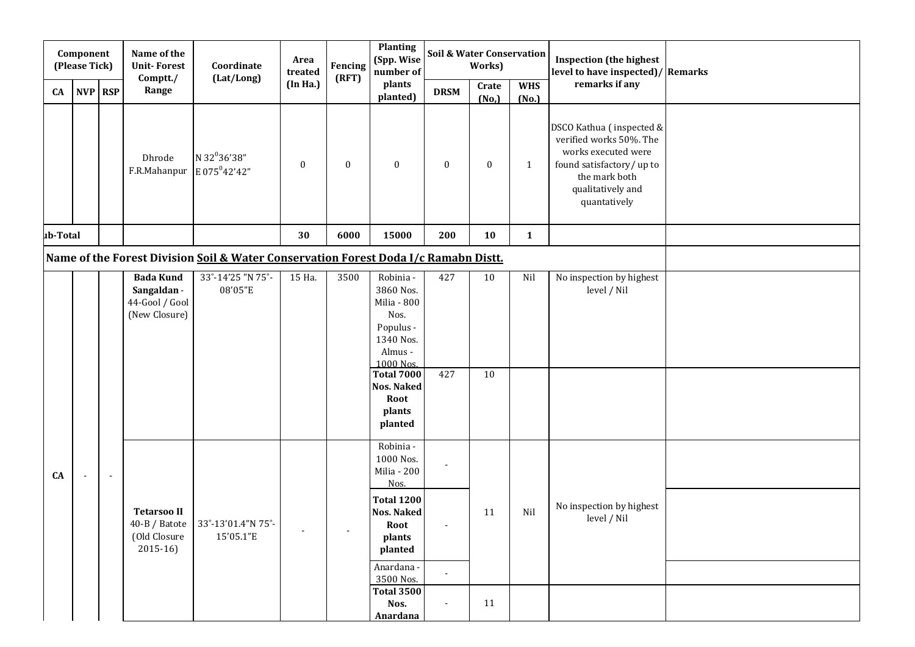| Component (Please Tick) | | | Name of the Unit- Forest Comptt./ Range | Coordinate (Lat/Long) | Area treated (In Ha.) | Fencing (RFT) | Planting (Spp. Wise number of plants planted) | Soil & Water Conservation Works) | | | Inspection (the highest level to have inspected)/ remarks if any | Remarks |
|---|---|---|---|---|---|---|---|---|---|---|---|---|
| CA | NVP | RSP | | | | | | DRSM | Crate (No,) | WHS (No.) | | |
| | | | Dhrode F.R.Mahanpur | N 32$^0$36'38" E 075$^0$42'42" | 0 | 0 | 0 | 0 | 0 | 1 | DSCO Kathua ( inspected & verified works 50%. The works executed were found satisfactory/ up to the mark both qualitatively and quantatively | |
| ub-Total | | | | | 30 | 6000 | 15000 | 200 | 10 | 1 | | |
| **Name of the Forest Division Soil & Water Conservation Forest Doda I/c Ramabn Distt.** | | | | | | | | | | | | |
| CA | - | - | **Bada Kund Sangaldan** - 44-Gool / Gool (New Closure) | 33°-14'25 "N 75°-08'05"E | 15 Ha. | 3500 | Robinia - 3860 Nos. Milia - 800 Nos. Populus - 1340 Nos. Almus - 1000 Nos. | 427 | 10 | Nil | No inspection by highest level / Nil | |
| | | | | | | | **Total 7000 Nos. Naked Root plants planted** | 427 | 10 | | | |
| | | | **Tetarsoo II** 40-B / Batote (Old Closure 2015-16) | 33°-13'01.4"N 75°-15'05.1"E | - | - | Robinia - 1000 Nos. Milia - 200 Nos. | - | 11 | Nil | No inspection by highest level / Nil | |
| | | | | | | | **Total 1200 Nos. Naked Root plants planted** | - | | | | |
| | | | | | | | Anardana - 3500 Nos. | - | | | | |
| | | | | | | | **Total 3500 Nos. Anardana** | - | 11 | | | |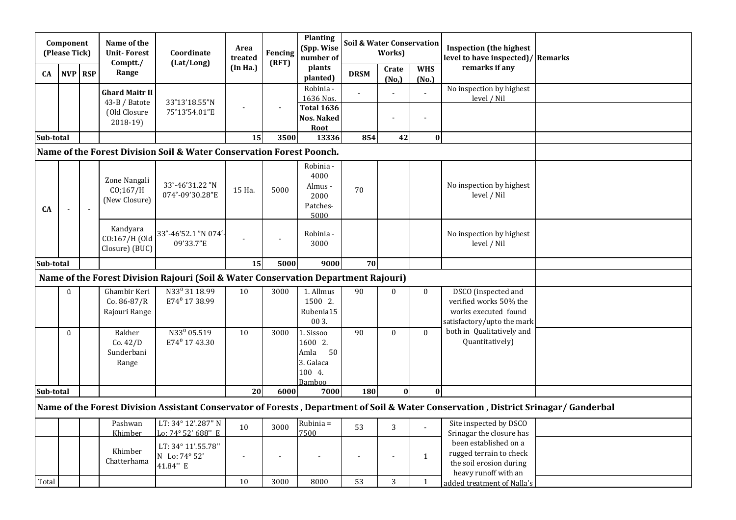| Component (Please Tick) | | | Name of the Unit- Forest Comptt./ Range | Coordinate (Lat/Long) | Area treated (In Ha.) | Fencing (RFT) | Planting (Spp. Wise number of plants planted) | Soil & Water Conservation Works) | | | Inspection (the highest level to have inspected)/ remarks if any | Remarks |
|---|---|---|---|---|---|---|---|---|---|---|---|---|
| CA | NVP | RSP | | | | | | DRSM | Crate (No,) | WHS (No.) | | |
| | | | **Ghard Maitr II** 43-B / Batote (Old Closure 2018-19) | 33°13'18.55"N 75°13'54.01"E | - | - | Robinia - 1636 Nos. **Total 1636 Nos. Naked Root** | - | - | - | No inspection by highest level / Nil | |
| **Sub-total** | | | | | **15** | **3500** | **13336** | **854** | **42** | **0** | | |
| **Name of the Forest Division Soil & Water Conservation Forest Poonch.** | | | | | | | | | | | | |
| CA | - | - | Zone Nangali CO;167/H (New Closure) | 33°-46'31.22 "N 074°-09'30.28"E | 15 Ha. | 5000 | Robinia - 4000 Almus - 2000 Patches- 5000 | 70 | | | No inspection by highest level / Nil | |
| | | | Kandyara CO:167/H (Old Closure) (BUC) | 33°-46'52.1 "N 074°-09'33.7"E | - | - | Robinia - 3000 | | | | No inspection by highest level / Nil | |
| **Sub-total** | | | | | **15** | **5000** | **9000** | **70** | | | | |
| **Name of the Forest Division Rajouri (Soil & Water Conservation Department Rajouri)** | | | | | | | | | | | | |
| | ü | | Ghambir Keri Co. 86-87/R Rajouri Range | N33⁰ 31 18.99 E74⁰ 17 38.99 | 10 | 3000 | 1. Allmus 1500 2. Rubenia15 00 3. | 90 | 0 | 0 | DSCO (inspected and verified works 50% the works executed found satisfactory/upto the mark both in Qualitatively and Quantitatively) | |
| | ü | | Bakher Co. 42/D Sunderbani Range | N33⁰ 05.519 E74⁰ 17 43.30 | 10 | 3000 | 1. Sissoo 1600 2. Amla 50 3. Galaca 100 4. Bamboo | 90 | 0 | 0 | | |
| **Sub-total** | | | | | **20** | **6000** | **7000** | **180** | **0** | **0** | | |
| **Name of the Forest Division Assistant Conservator of Forests , Department of Soil & Water Conservation , District Srinagar/ Ganderbal** | | | | | | | | | | | | |
| | | | Pashwan Khimber | LT: 34° 12'.287" N Lo: 74° 52' 688'' E | 10 | 3000 | Rubinia = 7500 | 53 | 3 | - | Site inspected by DSCO Srinagar the closure has been established on a rugged terrain to check the soil erosion during heavy runoff with an added treatment of Nalla's | |
| | | | Khimber Chatterhama | LT: 34° 11'.55.78'' N Lo: 74° 52' 41.84'' E | - | - | - | - | - | 1 | | |
| Total | | | | | 10 | 3000 | 8000 | 53 | 3 | 1 | | |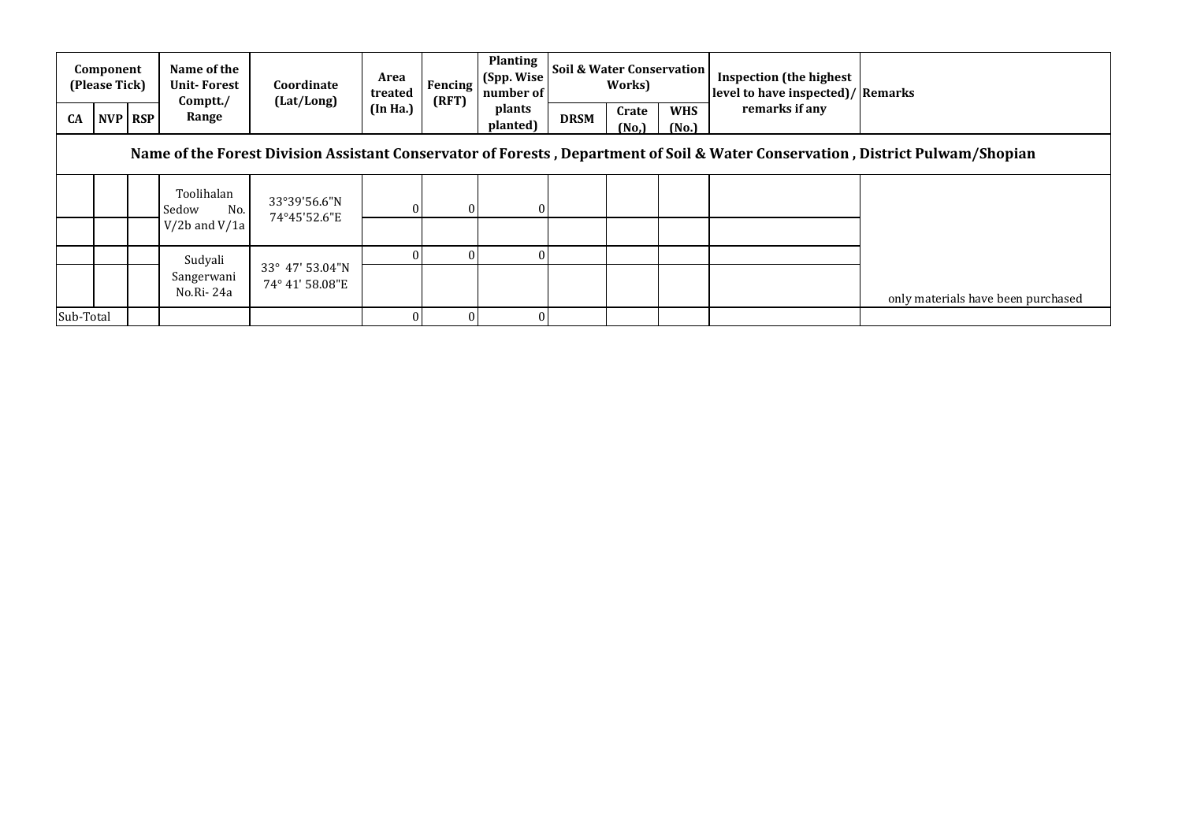| Component (Please Tick) | | | Name of the Unit- Forest Comptt./ Range | Coordinate (Lat/Long) | Area treated (In Ha.) | Fencing (RFT) | Planting (Spp. Wise number of plants planted) | Soil & Water Conservation Works) | | | Inspection (the highest level to have inspected)/ remarks if any | Remarks |
|---|---|---|---|---|---|---|---|---|---|---|---|---|
| CA | NVP | RSP | | | | | | DRSM | Crate (No,) | WHS (No.) | | |
| **Name of the Forest Division Assistant Conservator of Forests , Department of Soil & Water Conservation , District Pulwam/Shopian** | | | | | | | | | | | | |
| | | | Toolihalan Sedow No. V/2b and V/1a | 33°39'56.6"N 74°45'52.6"E | 0 | 0 | 0 | | | | | |
| | | | | | | | | | | | | |
| | | | Sudyali Sangerwani No.Ri- 24a | 33° 47' 53.04"N 74° 41' 58.08"E | 0 | 0 | 0 | | | | | |
| | | | | | | | | | | | | only materials have been purchased |
| Sub-Total | | | | | 0 | 0 | 0 | | | | | |